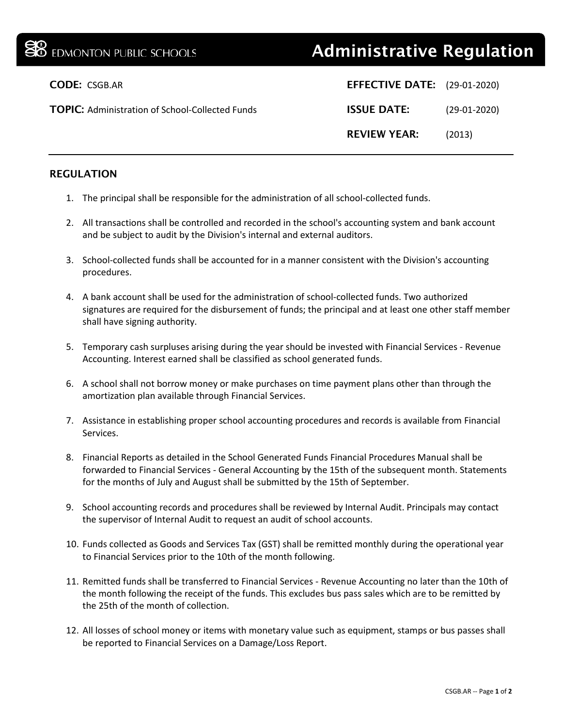**EDMONTON PUBLIC SCHOOLS** — **Administrative Regulation**

**CODE:** CSGB.AR

**TOPIC:** Administration of School-Collected Funds

**EFFECTIVE DATE:** (29-01-2020)

**ISSUE DATE:** (29-01-2020)

**REVIEW YEAR:** (2013)

## REGULATION

1. The principal shall be responsible for the administration of all school-collected funds.
2. All transactions shall be controlled and recorded in the school's accounting system and bank account and be subject to audit by the Division's internal and external auditors.
3. School-collected funds shall be accounted for in a manner consistent with the Division's accounting procedures.
4. A bank account shall be used for the administration of school-collected funds. Two authorized signatures are required for the disbursement of funds; the principal and at least one other staff member shall have signing authority.
5. Temporary cash surpluses arising during the year should be invested with Financial Services - Revenue Accounting. Interest earned shall be classified as school generated funds.
6. A school shall not borrow money or make purchases on time payment plans other than through the amortization plan available through Financial Services.
7. Assistance in establishing proper school accounting procedures and records is available from Financial Services.
8. Financial Reports as detailed in the School Generated Funds Financial Procedures Manual shall be forwarded to Financial Services - General Accounting by the 15th of the subsequent month. Statements for the months of July and August shall be submitted by the 15th of September.
9. School accounting records and procedures shall be reviewed by Internal Audit. Principals may contact the supervisor of Internal Audit to request an audit of school accounts.
10. Funds collected as Goods and Services Tax (GST) shall be remitted monthly during the operational year to Financial Services prior to the 10th of the month following.
11. Remitted funds shall be transferred to Financial Services - Revenue Accounting no later than the 10th of the month following the receipt of the funds. This excludes bus pass sales which are to be remitted by the 25th of the month of collection.
12. All losses of school money or items with monetary value such as equipment, stamps or bus passes shall be reported to Financial Services on a Damage/Loss Report.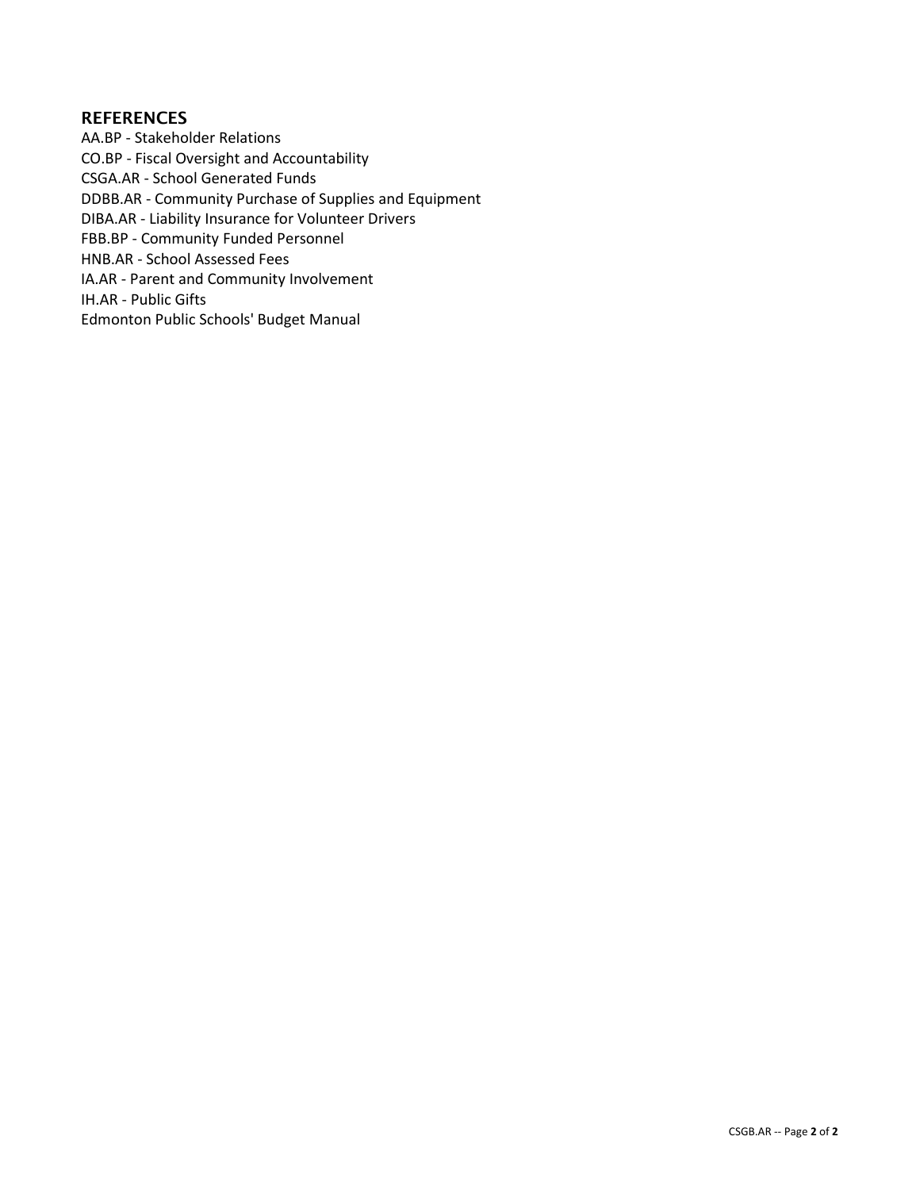## REFERENCES

AA.BP - Stakeholder Relations
CO.BP - Fiscal Oversight and Accountability
CSGA.AR - School Generated Funds
DDBB.AR - Community Purchase of Supplies and Equipment
DIBA.AR - Liability Insurance for Volunteer Drivers
FBB.BP - Community Funded Personnel
HNB.AR - School Assessed Fees
IA.AR - Parent and Community Involvement
IH.AR - Public Gifts
Edmonton Public Schools' Budget Manual